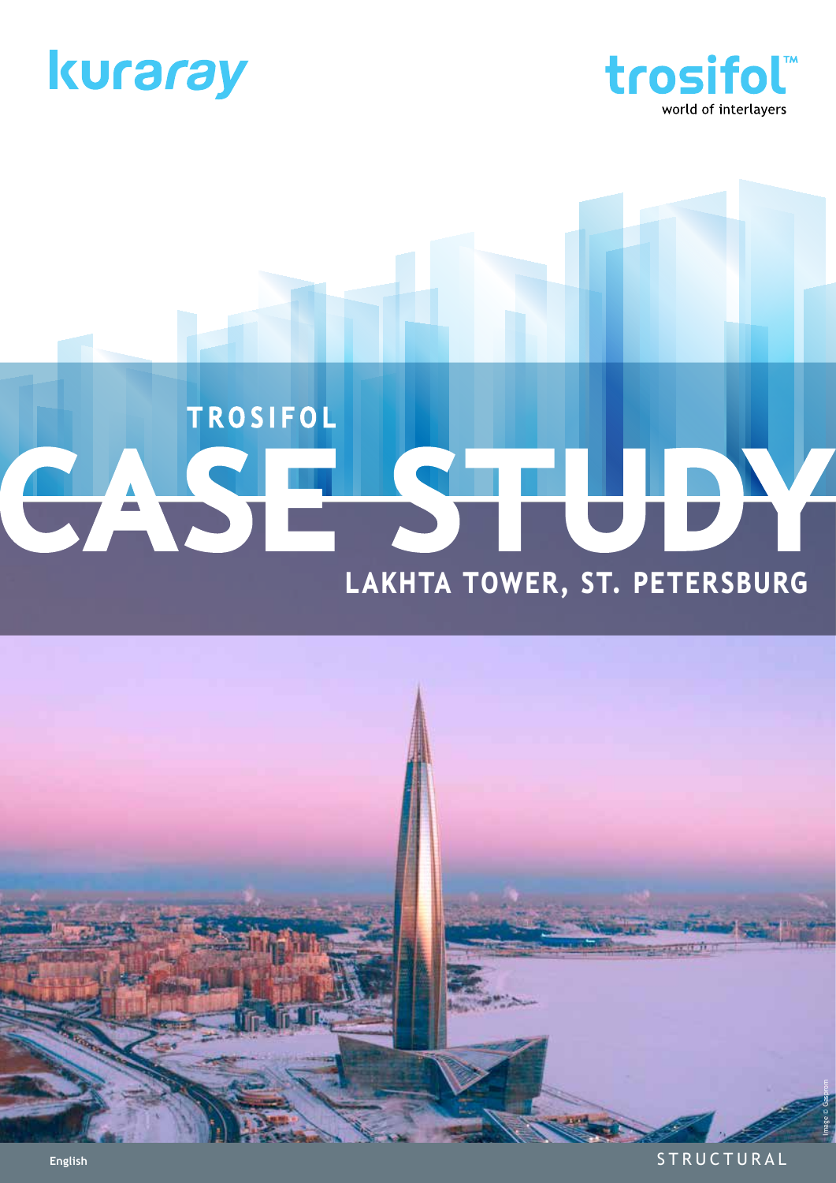kuraray

trosifol™
world of interlayers

# TROSIFOL CASE STUDY

## LAKHTA TOWER, ST. PETERSBURG

Image © Gazprom

English

STRUCTURAL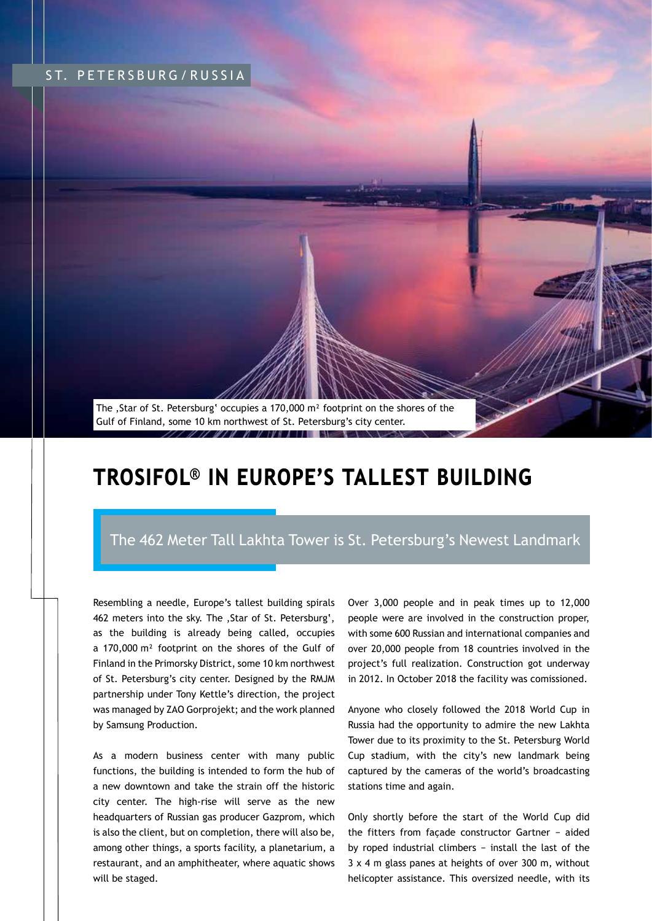ST. PETERSBURG/RUSSIA

The ‚Star of St. Petersburg' occupies a 170,000 m² footprint on the shores of the Gulf of Finland, some 10 km northwest of St. Petersburg's city center.

# TROSIFOL® IN EUROPE'S TALLEST BUILDING

## The 462 Meter Tall Lakhta Tower is St. Petersburg's Newest Landmark

Resembling a needle, Europe's tallest building spirals 462 meters into the sky. The ‚Star of St. Petersburg', as the building is already being called, occupies a 170,000 m² footprint on the shores of the Gulf of Finland in the Primorsky District, some 10 km northwest of St. Petersburg's city center. Designed by the RMJM partnership under Tony Kettle's direction, the project was managed by ZAO Gorprojekt; and the work planned by Samsung Production.

As a modern business center with many public functions, the building is intended to form the hub of a new downtown and take the strain off the historic city center. The high-rise will serve as the new headquarters of Russian gas producer Gazprom, which is also the client, but on completion, there will also be, among other things, a sports facility, a planetarium, a restaurant, and an amphitheater, where aquatic shows will be staged.

Over 3,000 people and in peak times up to 12,000 people were are involved in the construction proper, with some 600 Russian and international companies and over 20,000 people from 18 countries involved in the project's full realization. Construction got underway in 2012. In October 2018 the facility was comissioned.

Anyone who closely followed the 2018 World Cup in Russia had the opportunity to admire the new Lakhta Tower due to its proximity to the St. Petersburg World Cup stadium, with the city's new landmark being captured by the cameras of the world's broadcasting stations time and again.

Only shortly before the start of the World Cup did the fitters from façade constructor Gartner – aided by roped industrial climbers – install the last of the 3 x 4 m glass panes at heights of over 300 m, without helicopter assistance. This oversized needle, with its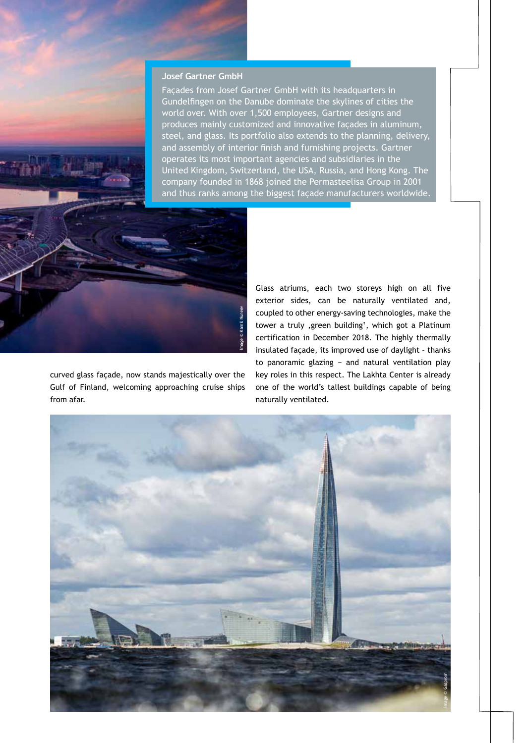### Josef Gartner GmbH

Façades from Josef Gartner GmbH with its headquarters in Gundelfingen on the Danube dominate the skylines of cities the world over. With over 1,500 employees, Gartner designs and produces mainly customized and innovative façades in aluminum, steel, and glass. Its portfolio also extends to the planning, delivery, and assembly of interior finish and furnishing projects. Gartner operates its most important agencies and subsidiaries in the United Kingdom, Switzerland, the USA, Russia, and Hong Kong. The company founded in 1868 joined the Permasteelisa Group in 2001 and thus ranks among the biggest façade manufacturers worldwide.

Image © Kamil Nureev

curved glass façade, now stands majestically over the Gulf of Finland, welcoming approaching cruise ships from afar.

Glass atriums, each two storeys high on all five exterior sides, can be naturally ventilated and, coupled to other energy-saving technologies, make the tower a truly ‚green building', which got a Platinum certification in December 2018. The highly thermally insulated façade, its improved use of daylight – thanks to panoramic glazing – and natural ventilation play key roles in this respect. The Lakhta Center is already one of the world's tallest buildings capable of being naturally ventilated.

Image © Gasprom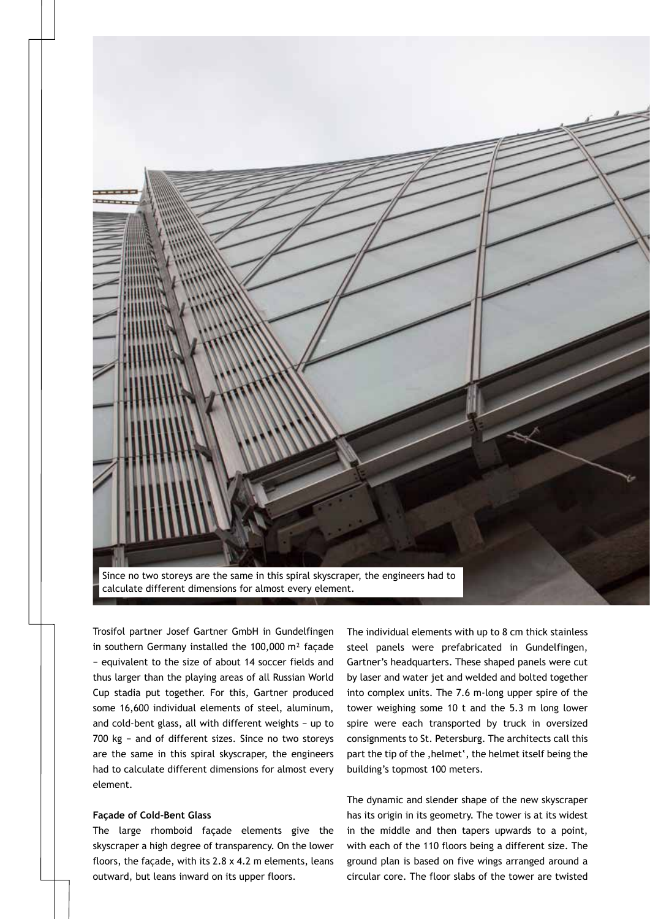Since no two storeys are the same in this spiral skyscraper, the engineers had to calculate different dimensions for almost every element.

Trosifol partner Josef Gartner GmbH in Gundelfingen in southern Germany installed the 100,000 m² façade − equivalent to the size of about 14 soccer fields and thus larger than the playing areas of all Russian World Cup stadia put together. For this, Gartner produced some 16,600 individual elements of steel, aluminum, and cold-bent glass, all with different weights − up to 700 kg − and of different sizes. Since no two storeys are the same in this spiral skyscraper, the engineers had to calculate different dimensions for almost every element.

#### Façade of Cold-Bent Glass

The large rhomboid façade elements give the skyscraper a high degree of transparency. On the lower floors, the façade, with its 2.8 x 4.2 m elements, leans outward, but leans inward on its upper floors.

The individual elements with up to 8 cm thick stainless steel panels were prefabricated in Gundelfingen, Gartner's headquarters. These shaped panels were cut by laser and water jet and welded and bolted together into complex units. The 7.6 m-long upper spire of the tower weighing some 10 t and the 5.3 m long lower spire were each transported by truck in oversized consignments to St. Petersburg. The architects call this part the tip of the ‚helmet', the helmet itself being the building's topmost 100 meters.

The dynamic and slender shape of the new skyscraper has its origin in its geometry. The tower is at its widest in the middle and then tapers upwards to a point, with each of the 110 floors being a different size. The ground plan is based on five wings arranged around a circular core. The floor slabs of the tower are twisted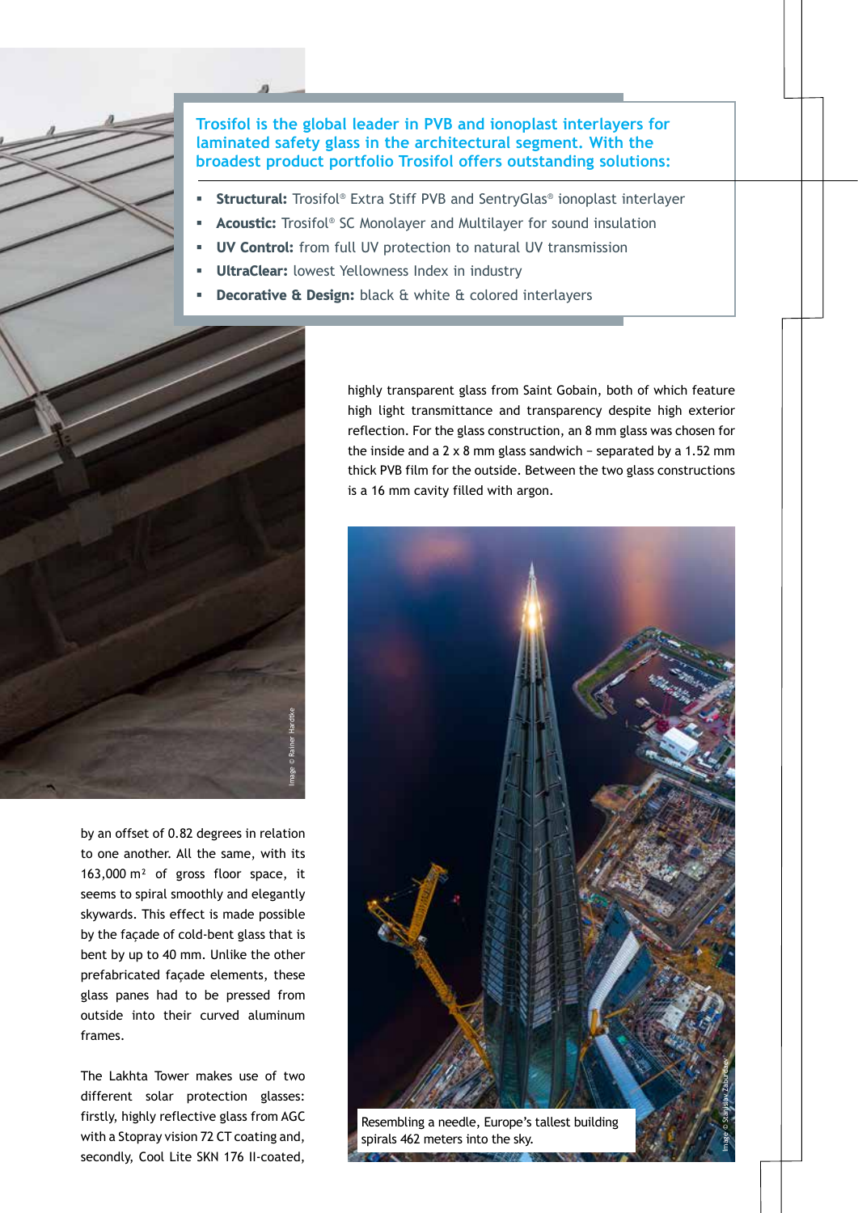**Trosifol is the global leader in PVB and ionoplast interlayers for laminated safety glass in the architectural segment. With the broadest product portfolio Trosifol offers outstanding solutions:**

- **Structural:** Trosifol® Extra Stiff PVB and SentryGlas® ionoplast interlayer
- **Acoustic:** Trosifol® SC Monolayer and Multilayer for sound insulation
- **UV Control:** from full UV protection to natural UV transmission
- **UltraClear:** lowest Yellowness Index in industry
- **Decorative & Design:** black & white & colored interlayers

Image © Rainer Hardtke

by an offset of 0.82 degrees in relation to one another. All the same, with its 163,000 m² of gross floor space, it seems to spiral smoothly and elegantly skywards. This effect is made possible by the façade of cold-bent glass that is bent by up to 40 mm. Unlike the other prefabricated façade elements, these glass panes had to be pressed from outside into their curved aluminum frames.

The Lakhta Tower makes use of two different solar protection glasses: firstly, highly reflective glass from AGC with a Stopray vision 72 CT coating and, secondly, Cool Lite SKN 176 II-coated, highly transparent glass from Saint Gobain, both of which feature high light transmittance and transparency despite high exterior reflection. For the glass construction, an 8 mm glass was chosen for the inside and a 2 x 8 mm glass sandwich – separated by a 1.52 mm thick PVB film for the outside. Between the two glass constructions is a 16 mm cavity filled with argon.

Resembling a needle, Europe's tallest building spirals 462 meters into the sky.

Image © Stanislav Zabuleev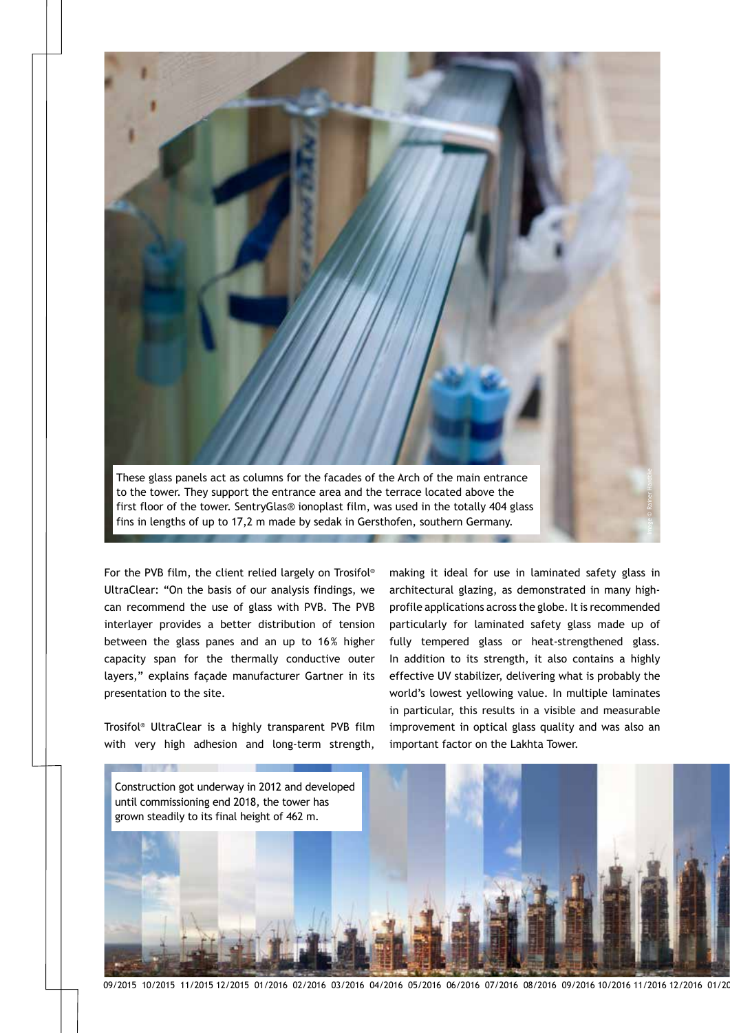These glass panels act as columns for the facades of the Arch of the main entrance to the tower. They support the entrance area and the terrace located above the first floor of the tower. SentryGlas® ionoplast film, was used in the totally 404 glass fins in lengths of up to 17,2 m made by sedak in Gersthofen, southern Germany.

Image © Rainer Haenthe

For the PVB film, the client relied largely on Trosifol® UltraClear: "On the basis of our analysis findings, we can recommend the use of glass with PVB. The PVB interlayer provides a better distribution of tension between the glass panes and an up to 16% higher capacity span for the thermally conductive outer layers," explains façade manufacturer Gartner in its presentation to the site.

Trosifol® UltraClear is a highly transparent PVB film with very high adhesion and long-term strength, making it ideal for use in laminated safety glass in architectural glazing, as demonstrated in many high-profile applications across the globe. It is recommended particularly for laminated safety glass made up of fully tempered glass or heat-strengthened glass. In addition to its strength, it also contains a highly effective UV stabilizer, delivering what is probably the world's lowest yellowing value. In multiple laminates in particular, this results in a visible and measurable improvement in optical glass quality and was also an important factor on the Lakhta Tower.

Construction got underway in 2012 and developed until commissioning end 2018, the tower has grown steadily to its final height of 462 m.

09/2015 10/2015 11/2015 12/2015 01/2016 02/2016 03/2016 04/2016 05/2016 06/2016 07/2016 08/2016 09/2016 10/2016 11/2016 12/2016 01/20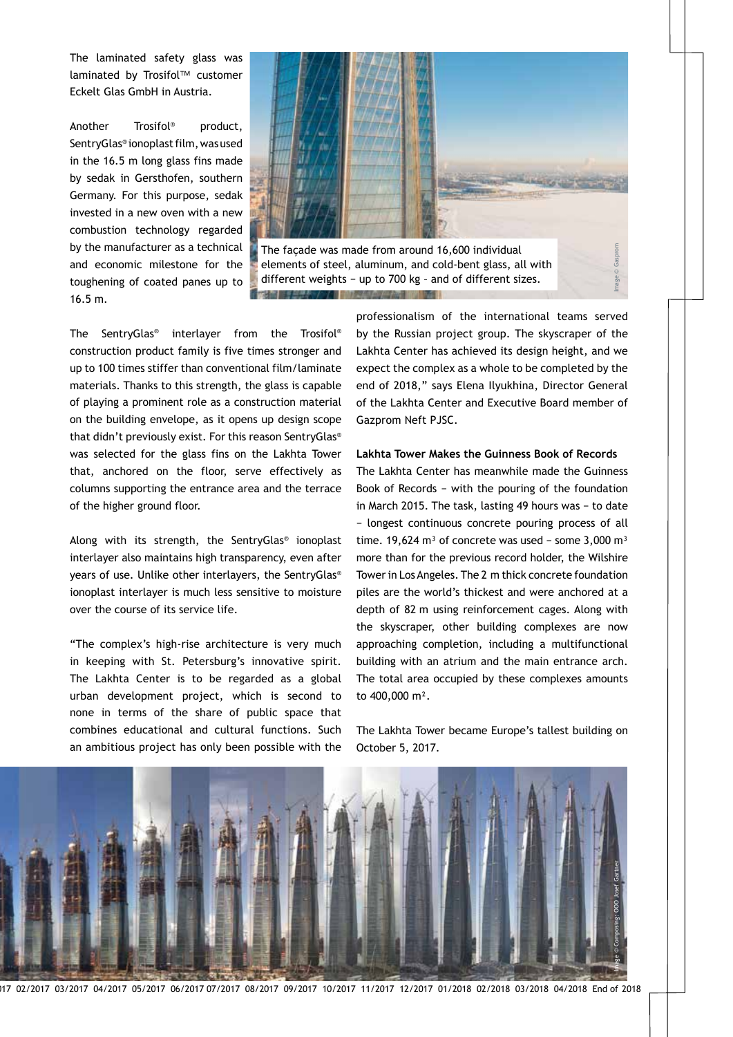The laminated safety glass was laminated by Trosifol™ customer Eckelt Glas GmbH in Austria.

Another Trosifol® product, SentryGlas® ionoplast film, was used in the 16.5 m long glass fins made by sedak in Gersthofen, southern Germany. For this purpose, sedak invested in a new oven with a new combustion technology regarded by the manufacturer as a technical and economic milestone for the toughening of coated panes up to 16.5 m.

The façade was made from around 16,600 individual elements of steel, aluminum, and cold-bent glass, all with different weights – up to 700 kg – and of different sizes.

Image © Gasprom

The SentryGlas® interlayer from the Trosifol® construction product family is five times stronger and up to 100 times stiffer than conventional film/laminate materials. Thanks to this strength, the glass is capable of playing a prominent role as a construction material on the building envelope, as it opens up design scope that didn't previously exist. For this reason SentryGlas® was selected for the glass fins on the Lakhta Tower that, anchored on the floor, serve effectively as columns supporting the entrance area and the terrace of the higher ground floor.

Along with its strength, the SentryGlas® ionoplast interlayer also maintains high transparency, even after years of use. Unlike other interlayers, the SentryGlas® ionoplast interlayer is much less sensitive to moisture over the course of its service life.

"The complex's high-rise architecture is very much in keeping with St. Petersburg's innovative spirit. The Lakhta Center is to be regarded as a global urban development project, which is second to none in terms of the share of public space that combines educational and cultural functions. Such an ambitious project has only been possible with the professionalism of the international teams served by the Russian project group. The skyscraper of the Lakhta Center has achieved its design height, and we expect the complex as a whole to be completed by the end of 2018," says Elena Ilyukhina, Director General of the Lakhta Center and Executive Board member of Gazprom Neft PJSC.

**Lakhta Tower Makes the Guinness Book of Records**

The Lakhta Center has meanwhile made the Guinness Book of Records – with the pouring of the foundation in March 2015. The task, lasting 49 hours was – to date – longest continuous concrete pouring process of all time. 19,624 m³ of concrete was used – some 3,000 m³ more than for the previous record holder, the Wilshire Tower in Los Angeles. The 2 m thick concrete foundation piles are the world's thickest and were anchored at a depth of 82 m using reinforcement cages. Along with the skyscraper, other building complexes are now approaching completion, including a multifunctional building with an atrium and the main entrance arch. The total area occupied by these complexes amounts to 400,000 m².

The Lakhta Tower became Europe's tallest building on October 5, 2017.

Image © Composing: OOO Josef Gartner

017 02/2017 03/2017 04/2017 05/2017 06/2017 07/2017 08/2017 09/2017 10/2017 11/2017 12/2017 01/2018 02/2018 03/2018 04/2018 End of 2018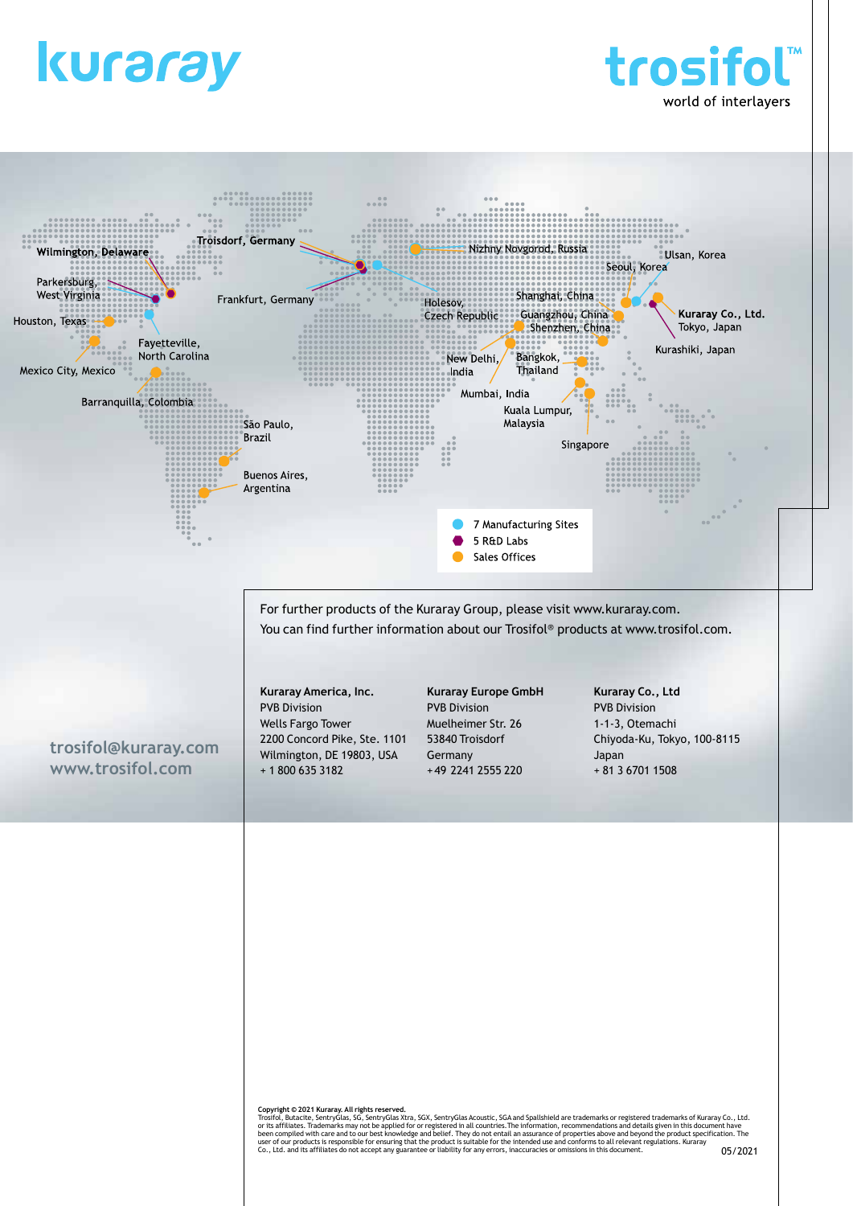kuraray

trosifol™
world of interlayers

Wilmington, Delaware
Troisdorf, Germany
Nizhny Novgorod, Russia
Ulsan, Korea
Seoul, Korea
Parkersburg, West Virginia
Frankfurt, Germany
Holesov, Czech Republic
Shanghai, China
Guangzhou, China
Shenzhen, China
Kuraray Co., Ltd. Tokyo, Japan
Houston, Texas
Fayetteville, North Carolina
New Delhi, India
Bangkok, Thailand
Kurashiki, Japan
Mexico City, Mexico
Mumbai, India
Barranquilla, Colombia
Kuala Lumpur, Malaysia
São Paulo, Brazil
Singapore
Buenos Aires, Argentina

7 Manufacturing Sites
5 R&D Labs
Sales Offices

For further products of the Kuraray Group, please visit www.kuraray.com.
You can find further information about our Trosifol® products at www.trosifol.com.

**Kuraray America, Inc.**
PVB Division
Wells Fargo Tower
2200 Concord Pike, Ste. 1101
Wilmington, DE 19803, USA
+ 1 800 635 3182

**Kuraray Europe GmbH**
PVB Division
Muelheimer Str. 26
53840 Troisdorf
Germany
+49 2241 2555 220

**Kuraray Co., Ltd**
PVB Division
1-1-3, Otemachi
Chiyoda-Ku, Tokyo, 100-8115
Japan
+ 81 3 6701 1508

trosifol@kuraray.com
www.trosifol.com

**Copyright © 2021 Kuraray. All rights reserved.**
Trosifol, Butacite, SentryGlas, SG, SentryGlas Xtra, SGX, SentryGlas Acoustic, SGA and Spallshield are trademarks or registered trademarks of Kuraray Co., Ltd. or its affiliates. Trademarks may not be applied for or registered in all countries. The information, recommendations and details given in this document have been compiled with care and to our best knowledge and belief. They do not entail an assurance of properties above and beyond the product specification. The user of our products is responsible for ensuring that the product is suitable for the intended use and conforms to all relevant regulations. Kuraray Co., Ltd. and its affiliates do not accept any guarantee or liability for any errors, inaccuracies or omissions in this document.

05/2021